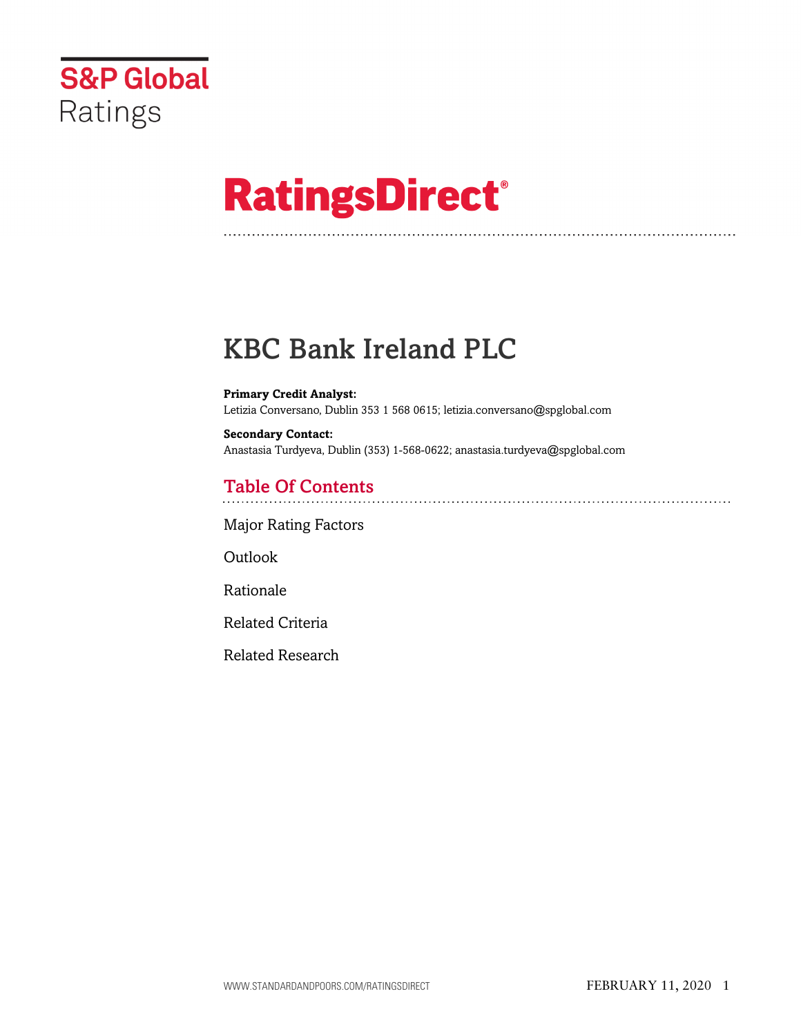S&P Global Ratings

# RatingsDirect®

# KBC Bank Ireland PLC

**Primary Credit Analyst:**
Letizia Conversano, Dublin 353 1 568 0615; letizia.conversano@spglobal.com

**Secondary Contact:**
Anastasia Turdyeva, Dublin (353) 1-568-0622; anastasia.turdyeva@spglobal.com

## Table Of Contents

Major Rating Factors

Outlook

Rationale

Related Criteria

Related Research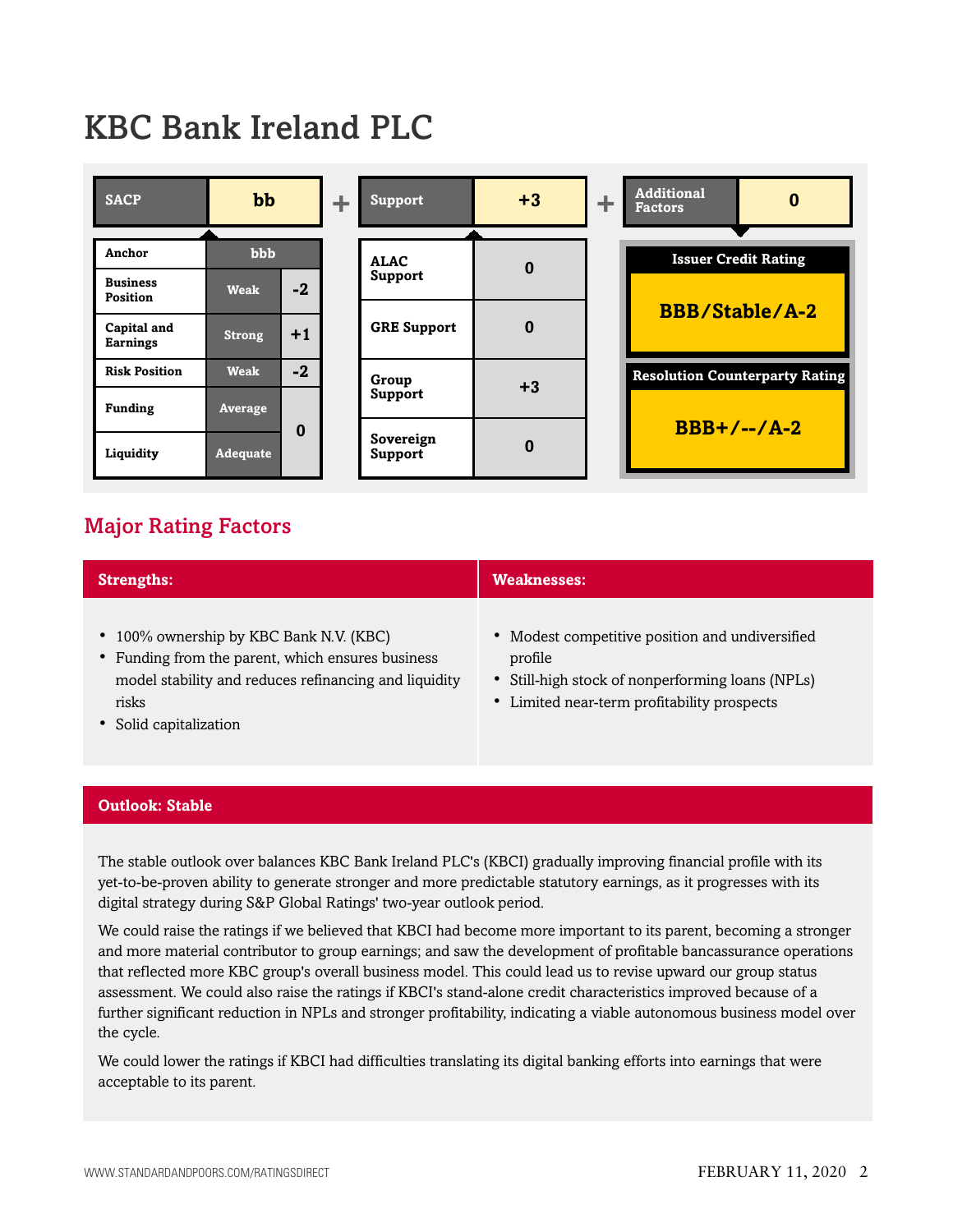# KBC Bank Ireland PLC

| SACP | bb | + | Support | +3 | + | Additional Factors | 0 |
|---|---|---|---|---|---|---|---|

| Anchor | bbb | |
|---|---|---|
| Business Position | Weak | -2 |
| Capital and Earnings | Strong | +1 |
| Risk Position | Weak | -2 |
| Funding | Average | 0 |
| Liquidity | Adequate | |

| Support | |
|---|---|
| ALAC Support | 0 |
| GRE Support | 0 |
| Group Support | +3 |
| Sovereign Support | 0 |

| Issuer Credit Rating |
|---|
| BBB/Stable/A-2 |

| Resolution Counterparty Rating |
|---|
| BBB+/--/A-2 |

## Major Rating Factors

| Strengths: | Weaknesses: |
|---|---|
| • 100% ownership by KBC Bank N.V. (KBC)<br>• Funding from the parent, which ensures business model stability and reduces refinancing and liquidity risks<br>• Solid capitalization | • Modest competitive position and undiversified profile<br>• Still-high stock of nonperforming loans (NPLs)<br>• Limited near-term profitability prospects |

### Outlook: Stable

The stable outlook over balances KBC Bank Ireland PLC's (KBCI) gradually improving financial profile with its yet-to-be-proven ability to generate stronger and more predictable statutory earnings, as it progresses with its digital strategy during S&P Global Ratings' two-year outlook period.

We could raise the ratings if we believed that KBCI had become more important to its parent, becoming a stronger and more material contributor to group earnings; and saw the development of profitable bancassurance operations that reflected more KBC group's overall business model. This could lead us to revise upward our group status assessment. We could also raise the ratings if KBCI's stand-alone credit characteristics improved because of a further significant reduction in NPLs and stronger profitability, indicating a viable autonomous business model over the cycle.

We could lower the ratings if KBCI had difficulties translating its digital banking efforts into earnings that were acceptable to its parent.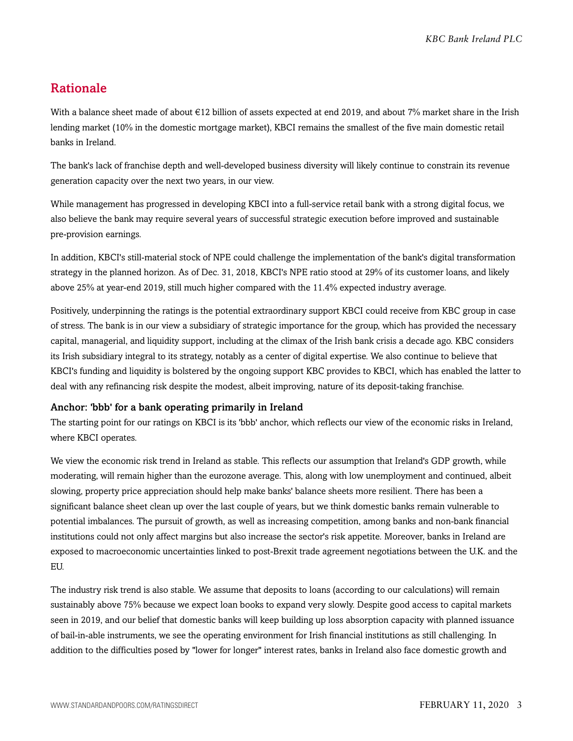## Rationale

With a balance sheet made of about €12 billion of assets expected at end 2019, and about 7% market share in the Irish lending market (10% in the domestic mortgage market), KBCI remains the smallest of the five main domestic retail banks in Ireland.

The bank's lack of franchise depth and well-developed business diversity will likely continue to constrain its revenue generation capacity over the next two years, in our view.

While management has progressed in developing KBCI into a full-service retail bank with a strong digital focus, we also believe the bank may require several years of successful strategic execution before improved and sustainable pre-provision earnings.

In addition, KBCI's still-material stock of NPE could challenge the implementation of the bank's digital transformation strategy in the planned horizon. As of Dec. 31, 2018, KBCI's NPE ratio stood at 29% of its customer loans, and likely above 25% at year-end 2019, still much higher compared with the 11.4% expected industry average.

Positively, underpinning the ratings is the potential extraordinary support KBCI could receive from KBC group in case of stress. The bank is in our view a subsidiary of strategic importance for the group, which has provided the necessary capital, managerial, and liquidity support, including at the climax of the Irish bank crisis a decade ago. KBC considers its Irish subsidiary integral to its strategy, notably as a center of digital expertise. We also continue to believe that KBCI's funding and liquidity is bolstered by the ongoing support KBC provides to KBCI, which has enabled the latter to deal with any refinancing risk despite the modest, albeit improving, nature of its deposit-taking franchise.

### Anchor: 'bbb' for a bank operating primarily in Ireland

The starting point for our ratings on KBCI is its 'bbb' anchor, which reflects our view of the economic risks in Ireland, where KBCI operates.

We view the economic risk trend in Ireland as stable. This reflects our assumption that Ireland's GDP growth, while moderating, will remain higher than the eurozone average. This, along with low unemployment and continued, albeit slowing, property price appreciation should help make banks' balance sheets more resilient. There has been a significant balance sheet clean up over the last couple of years, but we think domestic banks remain vulnerable to potential imbalances. The pursuit of growth, as well as increasing competition, among banks and non-bank financial institutions could not only affect margins but also increase the sector's risk appetite. Moreover, banks in Ireland are exposed to macroeconomic uncertainties linked to post-Brexit trade agreement negotiations between the U.K. and the EU.

The industry risk trend is also stable. We assume that deposits to loans (according to our calculations) will remain sustainably above 75% because we expect loan books to expand very slowly. Despite good access to capital markets seen in 2019, and our belief that domestic banks will keep building up loss absorption capacity with planned issuance of bail-in-able instruments, we see the operating environment for Irish financial institutions as still challenging. In addition to the difficulties posed by "lower for longer" interest rates, banks in Ireland also face domestic growth and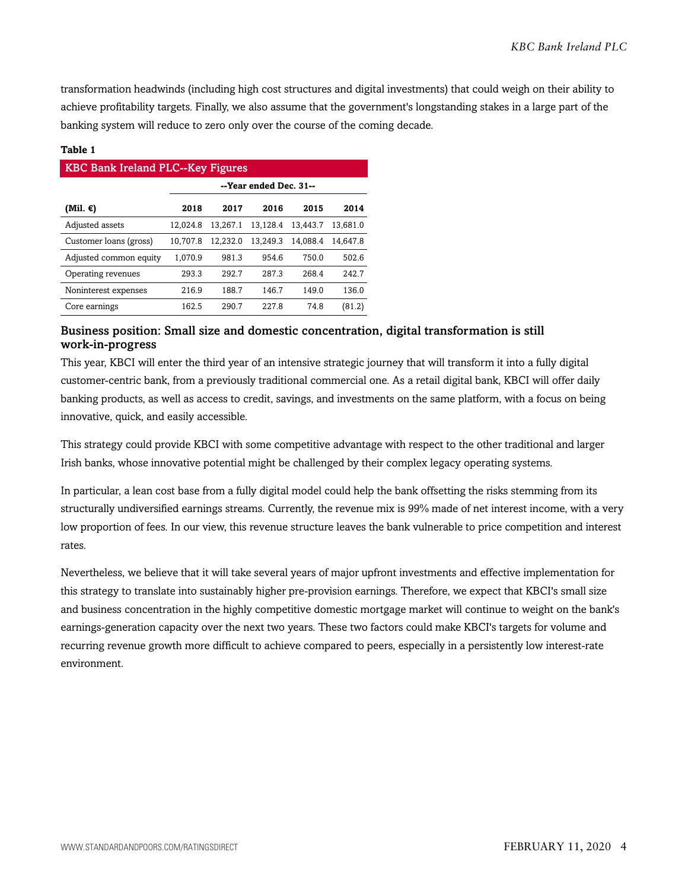transformation headwinds (including high cost structures and digital investments) that could weigh on their ability to achieve profitability targets. Finally, we also assume that the government's longstanding stakes in a large part of the banking system will reduce to zero only over the course of the coming decade.

**Table 1**

| KBC Bank Ireland PLC--Key Figures | | | | | |
|---|---|---|---|---|---|
| | --Year ended Dec. 31-- | | | | |
| **(Mil. €)** | **2018** | **2017** | **2016** | **2015** | **2014** |
| Adjusted assets | 12,024.8 | 13,267.1 | 13,128.4 | 13,443.7 | 13,681.0 |
| Customer loans (gross) | 10,707.8 | 12,232.0 | 13,249.3 | 14,088.4 | 14,647.8 |
| Adjusted common equity | 1,070.9 | 981.3 | 954.6 | 750.0 | 502.6 |
| Operating revenues | 293.3 | 292.7 | 287.3 | 268.4 | 242.7 |
| Noninterest expenses | 216.9 | 188.7 | 146.7 | 149.0 | 136.0 |
| Core earnings | 162.5 | 290.7 | 227.8 | 74.8 | (81.2) |

## Business position: Small size and domestic concentration, digital transformation is still work-in-progress

This year, KBCI will enter the third year of an intensive strategic journey that will transform it into a fully digital customer-centric bank, from a previously traditional commercial one. As a retail digital bank, KBCI will offer daily banking products, as well as access to credit, savings, and investments on the same platform, with a focus on being innovative, quick, and easily accessible.

This strategy could provide KBCI with some competitive advantage with respect to the other traditional and larger Irish banks, whose innovative potential might be challenged by their complex legacy operating systems.

In particular, a lean cost base from a fully digital model could help the bank offsetting the risks stemming from its structurally undiversified earnings streams. Currently, the revenue mix is 99% made of net interest income, with a very low proportion of fees. In our view, this revenue structure leaves the bank vulnerable to price competition and interest rates.

Nevertheless, we believe that it will take several years of major upfront investments and effective implementation for this strategy to translate into sustainably higher pre-provision earnings. Therefore, we expect that KBCI's small size and business concentration in the highly competitive domestic mortgage market will continue to weight on the bank's earnings-generation capacity over the next two years. These two factors could make KBCI's targets for volume and recurring revenue growth more difficult to achieve compared to peers, especially in a persistently low interest-rate environment.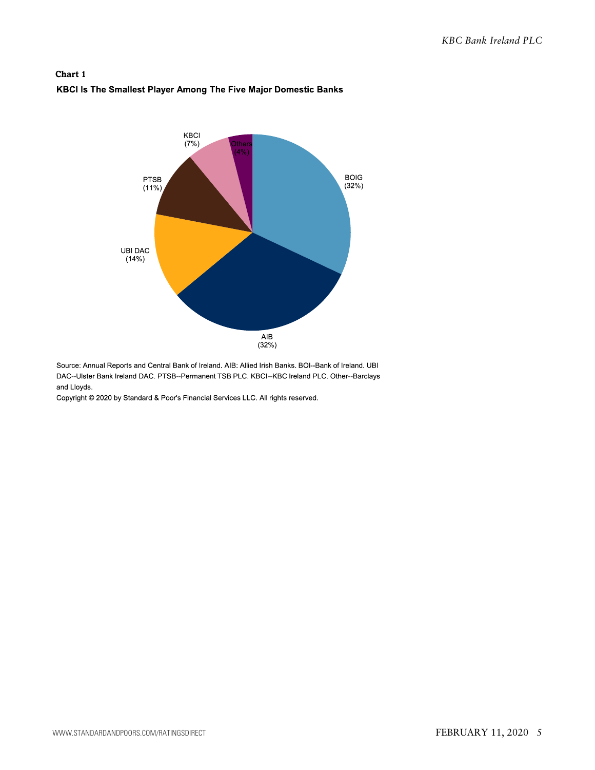**Chart 1**

**KBCI Is The Smallest Player Among The Five Major Domestic Banks**

| Bank | Share |
| --- | --- |
| BOIG | 32% |
| AIB | 32% |
| UBI DAC | 14% |
| PTSB | 11% |
| KBCI | 7% |
| Others | 4% |

Source: Annual Reports and Central Bank of Ireland. AIB: Allied Irish Banks. BOI--Bank of Ireland. UBI DAC--Ulster Bank Ireland DAC. PTSB--Permanent TSB PLC. KBCI--KBC Ireland PLC. Other--Barclays and Lloyds.

Copyright © 2020 by Standard & Poor's Financial Services LLC. All rights reserved.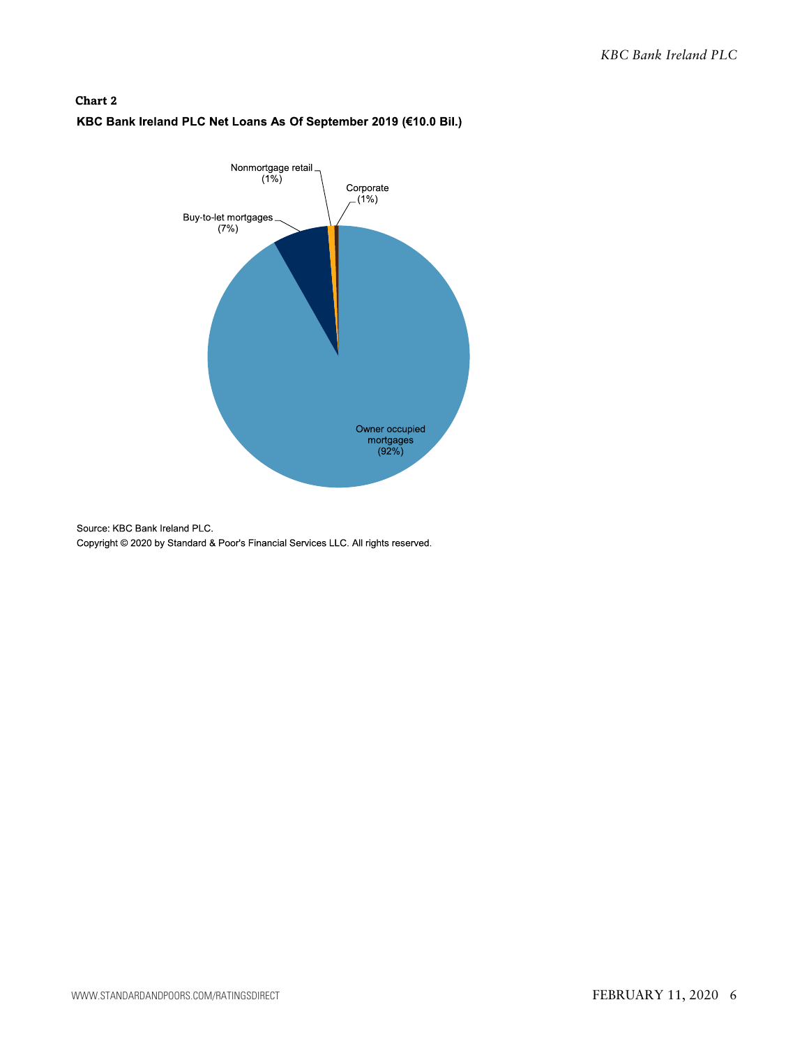**Chart 2**

**KBC Bank Ireland PLC Net Loans As Of September 2019 (€10.0 Bil.)**

| Category | Share |
| --- | --- |
| Owner occupied mortgages | 92% |
| Buy-to-let mortgages | 7% |
| Nonmortgage retail | 1% |
| Corporate | 1% |

Source: KBC Bank Ireland PLC.

Copyright © 2020 by Standard & Poor's Financial Services LLC. All rights reserved.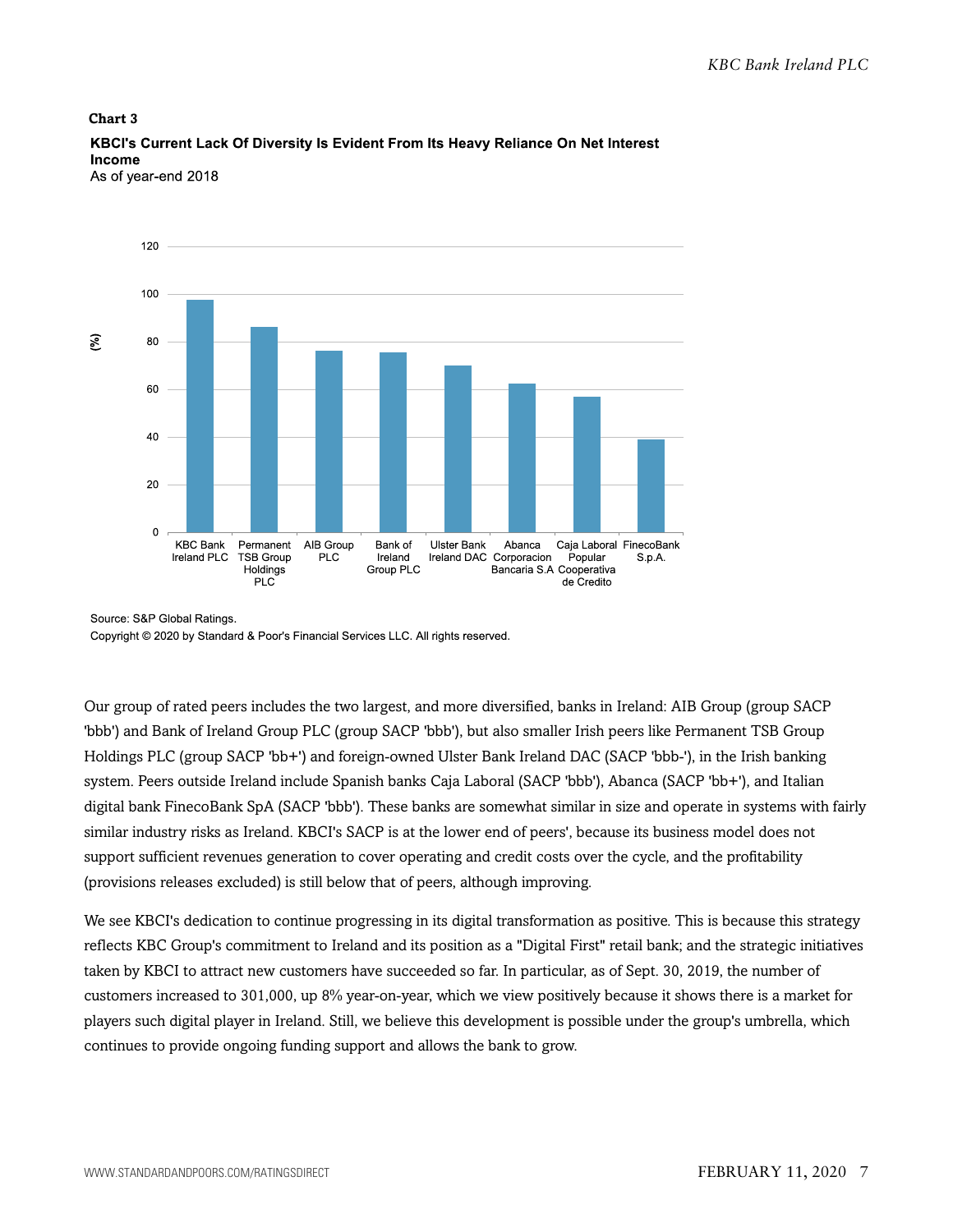**Chart 3**

**KBCI's Current Lack Of Diversity Is Evident From Its Heavy Reliance On Net Interest Income**

As of year-end 2018

Source: S&P Global Ratings.

Copyright © 2020 by Standard & Poor's Financial Services LLC. All rights reserved.

Our group of rated peers includes the two largest, and more diversified, banks in Ireland: AIB Group (group SACP 'bbb') and Bank of Ireland Group PLC (group SACP 'bbb'), but also smaller Irish peers like Permanent TSB Group Holdings PLC (group SACP 'bb+') and foreign-owned Ulster Bank Ireland DAC (SACP 'bbb-'), in the Irish banking system. Peers outside Ireland include Spanish banks Caja Laboral (SACP 'bbb'), Abanca (SACP 'bb+'), and Italian digital bank FinecoBank SpA (SACP 'bbb'). These banks are somewhat similar in size and operate in systems with fairly similar industry risks as Ireland. KBCI's SACP is at the lower end of peers', because its business model does not support sufficient revenues generation to cover operating and credit costs over the cycle, and the profitability (provisions releases excluded) is still below that of peers, although improving.

We see KBCI's dedication to continue progressing in its digital transformation as positive. This is because this strategy reflects KBC Group's commitment to Ireland and its position as a "Digital First" retail bank; and the strategic initiatives taken by KBCI to attract new customers have succeeded so far. In particular, as of Sept. 30, 2019, the number of customers increased to 301,000, up 8% year-on-year, which we view positively because it shows there is a market for players such digital player in Ireland. Still, we believe this development is possible under the group's umbrella, which continues to provide ongoing funding support and allows the bank to grow.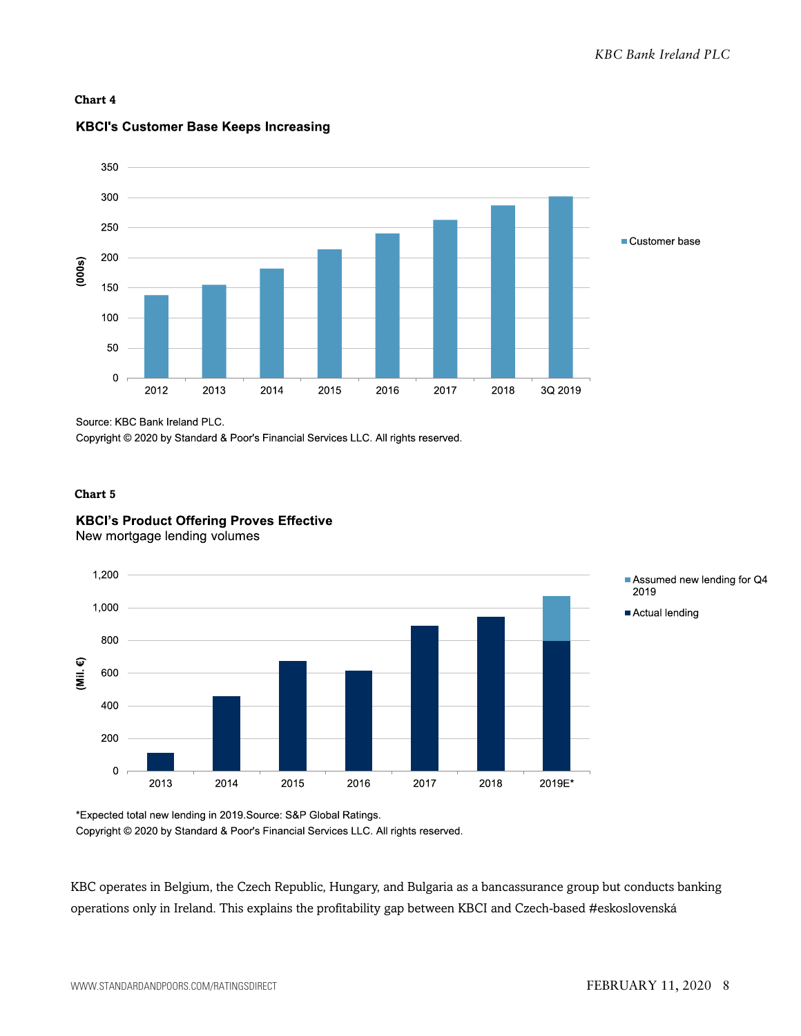**Chart 4**

**KBCI's Customer Base Keeps Increasing**

Source: KBC Bank Ireland PLC.

Copyright © 2020 by Standard & Poor's Financial Services LLC. All rights reserved.

**Chart 5**

**KBCI's Product Offering Proves Effective**

New mortgage lending volumes

*Expected total new lending in 2019.Source: S&P Global Ratings.

Copyright © 2020 by Standard & Poor's Financial Services LLC. All rights reserved.

KBC operates in Belgium, the Czech Republic, Hungary, and Bulgaria as a bancassurance group but conducts banking operations only in Ireland. This explains the profitability gap between KBCI and Czech-based #eskoslovenská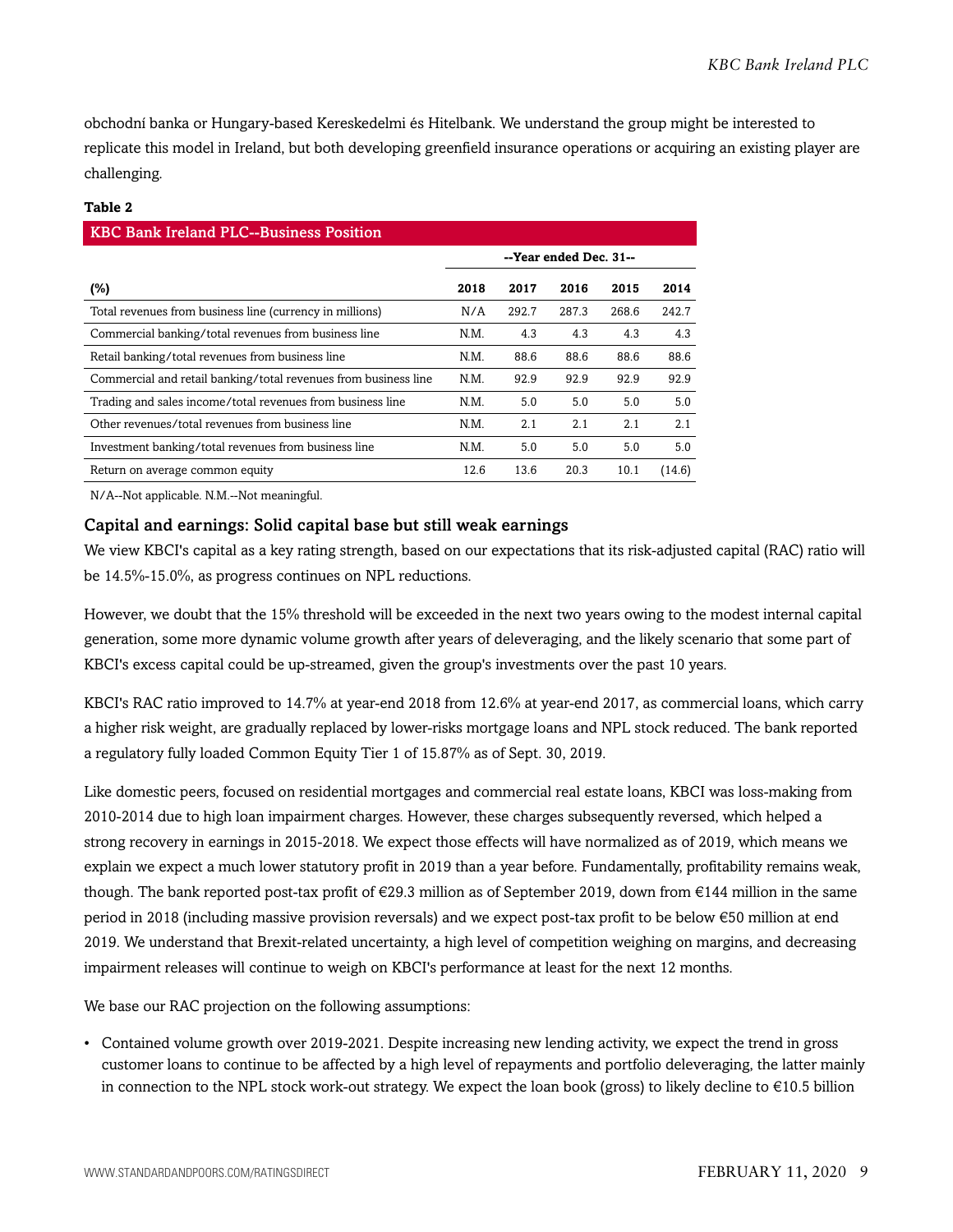obchodní banka or Hungary-based Kereskedelmi és Hitelbank. We understand the group might be interested to replicate this model in Ireland, but both developing greenfield insurance operations or acquiring an existing player are challenging.

**Table 2**

| KBC Bank Ireland PLC--Business Position | | | | | |
|---|---|---|---|---|---|
| | --Year ended Dec. 31-- | | | | |
| (%) | 2018 | 2017 | 2016 | 2015 | 2014 |
| Total revenues from business line (currency in millions) | N/A | 292.7 | 287.3 | 268.6 | 242.7 |
| Commercial banking/total revenues from business line | N.M. | 4.3 | 4.3 | 4.3 | 4.3 |
| Retail banking/total revenues from business line | N.M. | 88.6 | 88.6 | 88.6 | 88.6 |
| Commercial and retail banking/total revenues from business line | N.M. | 92.9 | 92.9 | 92.9 | 92.9 |
| Trading and sales income/total revenues from business line | N.M. | 5.0 | 5.0 | 5.0 | 5.0 |
| Other revenues/total revenues from business line | N.M. | 2.1 | 2.1 | 2.1 | 2.1 |
| Investment banking/total revenues from business line | N.M. | 5.0 | 5.0 | 5.0 | 5.0 |
| Return on average common equity | 12.6 | 13.6 | 20.3 | 10.1 | (14.6) |

N/A--Not applicable. N.M.--Not meaningful.

## Capital and earnings: Solid capital base but still weak earnings

We view KBCI's capital as a key rating strength, based on our expectations that its risk-adjusted capital (RAC) ratio will be 14.5%-15.0%, as progress continues on NPL reductions.

However, we doubt that the 15% threshold will be exceeded in the next two years owing to the modest internal capital generation, some more dynamic volume growth after years of deleveraging, and the likely scenario that some part of KBCI's excess capital could be up-streamed, given the group's investments over the past 10 years.

KBCI's RAC ratio improved to 14.7% at year-end 2018 from 12.6% at year-end 2017, as commercial loans, which carry a higher risk weight, are gradually replaced by lower-risks mortgage loans and NPL stock reduced. The bank reported a regulatory fully loaded Common Equity Tier 1 of 15.87% as of Sept. 30, 2019.

Like domestic peers, focused on residential mortgages and commercial real estate loans, KBCI was loss-making from 2010-2014 due to high loan impairment charges. However, these charges subsequently reversed, which helped a strong recovery in earnings in 2015-2018. We expect those effects will have normalized as of 2019, which means we explain we expect a much lower statutory profit in 2019 than a year before. Fundamentally, profitability remains weak, though. The bank reported post-tax profit of €29.3 million as of September 2019, down from €144 million in the same period in 2018 (including massive provision reversals) and we expect post-tax profit to be below €50 million at end 2019. We understand that Brexit-related uncertainty, a high level of competition weighing on margins, and decreasing impairment releases will continue to weigh on KBCI's performance at least for the next 12 months.

We base our RAC projection on the following assumptions:

- Contained volume growth over 2019-2021. Despite increasing new lending activity, we expect the trend in gross customer loans to continue to be affected by a high level of repayments and portfolio deleveraging, the latter mainly in connection to the NPL stock work-out strategy. We expect the loan book (gross) to likely decline to €10.5 billion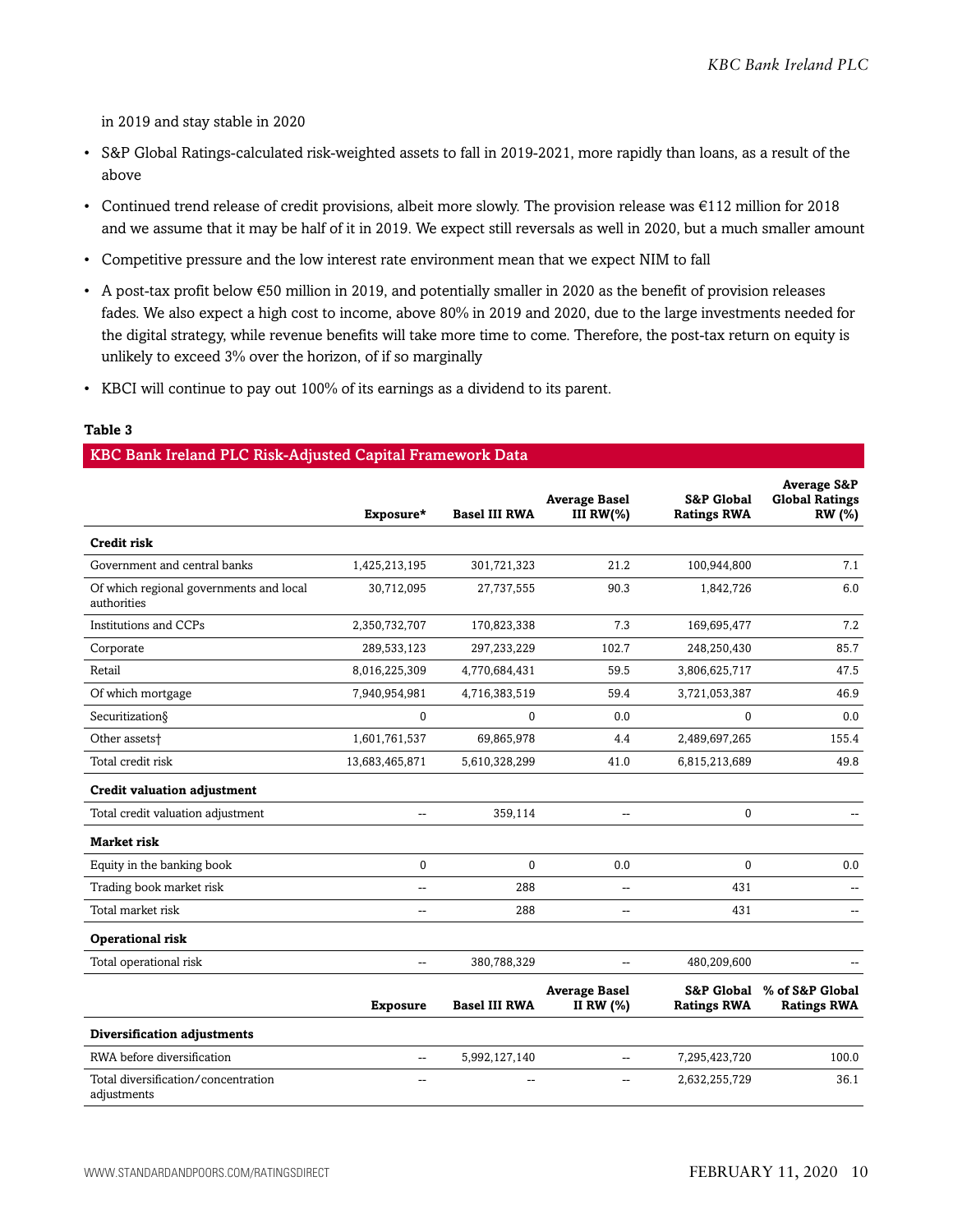in 2019 and stay stable in 2020

- S&P Global Ratings-calculated risk-weighted assets to fall in 2019-2021, more rapidly than loans, as a result of the above
- Continued trend release of credit provisions, albeit more slowly. The provision release was €112 million for 2018 and we assume that it may be half of it in 2019. We expect still reversals as well in 2020, but a much smaller amount
- Competitive pressure and the low interest rate environment mean that we expect NIM to fall
- A post-tax profit below €50 million in 2019, and potentially smaller in 2020 as the benefit of provision releases fades. We also expect a high cost to income, above 80% in 2019 and 2020, due to the large investments needed for the digital strategy, while revenue benefits will take more time to come. Therefore, the post-tax return on equity is unlikely to exceed 3% over the horizon, of if so marginally
- KBCI will continue to pay out 100% of its earnings as a dividend to its parent.

**Table 3**

**KBC Bank Ireland PLC Risk-Adjusted Capital Framework Data**

| | Exposure* | Basel III RWA | Average Basel III RW(%) | S&P Global Ratings RWA | Average S&P Global Ratings RW (%) |
|---|---|---|---|---|---|
| **Credit risk** | | | | | |
| Government and central banks | 1,425,213,195 | 301,721,323 | 21.2 | 100,944,800 | 7.1 |
| Of which regional governments and local authorities | 30,712,095 | 27,737,555 | 90.3 | 1,842,726 | 6.0 |
| Institutions and CCPs | 2,350,732,707 | 170,823,338 | 7.3 | 169,695,477 | 7.2 |
| Corporate | 289,533,123 | 297,233,229 | 102.7 | 248,250,430 | 85.7 |
| Retail | 8,016,225,309 | 4,770,684,431 | 59.5 | 3,806,625,717 | 47.5 |
| Of which mortgage | 7,940,954,981 | 4,716,383,519 | 59.4 | 3,721,053,387 | 46.9 |
| Securitization§ | 0 | 0 | 0.0 | 0 | 0.0 |
| Other assets† | 1,601,761,537 | 69,865,978 | 4.4 | 2,489,697,265 | 155.4 |
| Total credit risk | 13,683,465,871 | 5,610,328,299 | 41.0 | 6,815,213,689 | 49.8 |
| **Credit valuation adjustment** | | | | | |
| Total credit valuation adjustment | -- | 359,114 | -- | 0 | -- |
| **Market risk** | | | | | |
| Equity in the banking book | 0 | 0 | 0.0 | 0 | 0.0 |
| Trading book market risk | -- | 288 | -- | 431 | -- |
| Total market risk | -- | 288 | -- | 431 | -- |
| **Operational risk** | | | | | |
| Total operational risk | -- | 380,788,329 | -- | 480,209,600 | -- |
| | **Exposure** | **Basel III RWA** | **Average Basel II RW (%)** | **S&P Global Ratings RWA** | **% of S&P Global Ratings RWA** |
| **Diversification adjustments** | | | | | |
| RWA before diversification | -- | 5,992,127,140 | -- | 7,295,423,720 | 100.0 |
| Total diversification/concentration adjustments | -- | -- | -- | 2,632,255,729 | 36.1 |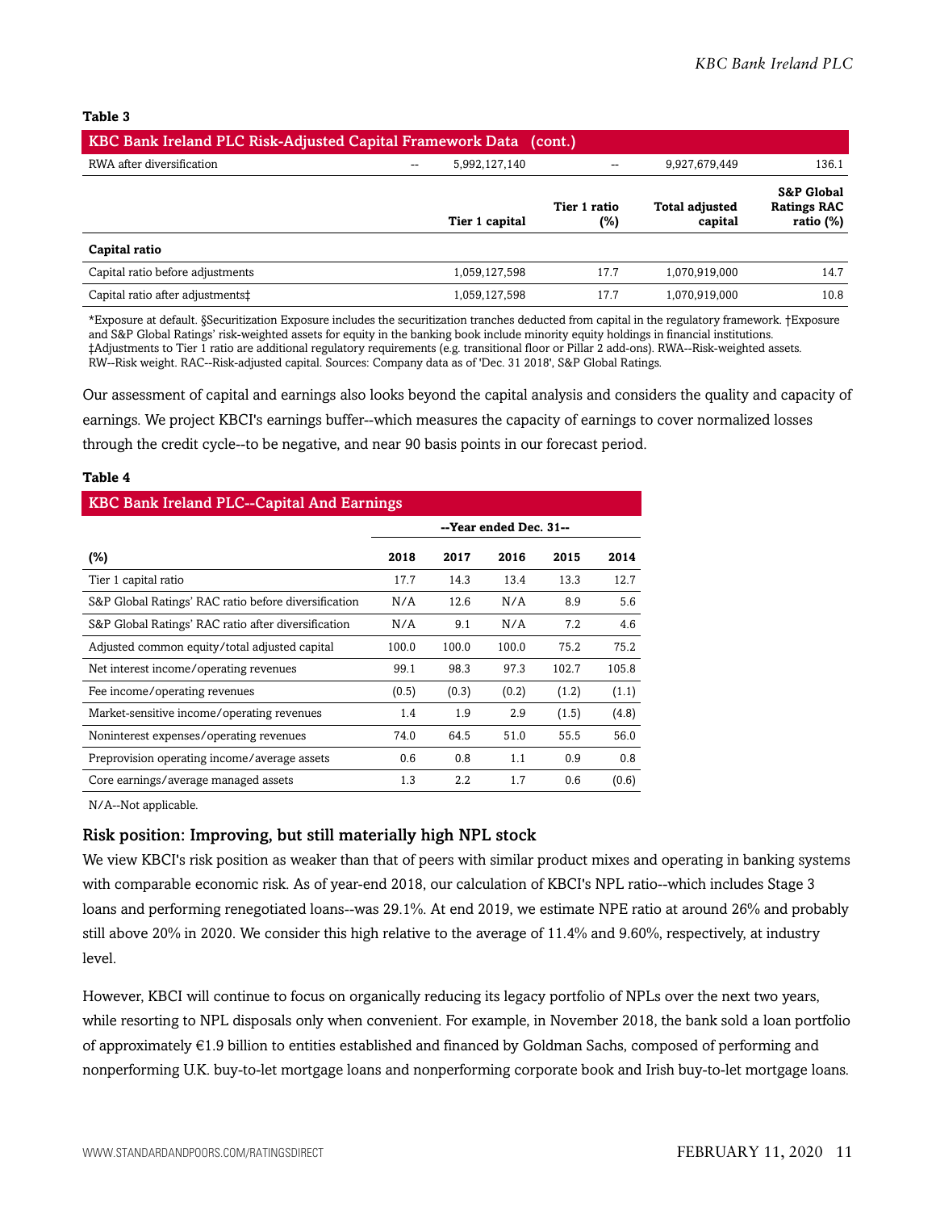**Table 3**

| KBC Bank Ireland PLC Risk-Adjusted Capital Framework Data (cont.) | | | | | |
|---|---|---|---|---|---|
| RWA after diversification | -- | 5,992,127,140 | -- | 9,927,679,449 | 136.1 |
| | | **Tier 1 capital** | **Tier 1 ratio (%)** | **Total adjusted capital** | **S&P Global Ratings RAC ratio (%)** |
| **Capital ratio** | | | | | |
| Capital ratio before adjustments | | 1,059,127,598 | 17.7 | 1,070,919,000 | 14.7 |
| Capital ratio after adjustments‡ | | 1,059,127,598 | 17.7 | 1,070,919,000 | 10.8 |

*Exposure at default. §Securitization Exposure includes the securitization tranches deducted from capital in the regulatory framework. †Exposure and S&P Global Ratings' risk-weighted assets for equity in the banking book include minority equity holdings in financial institutions. ‡Adjustments to Tier 1 ratio are additional regulatory requirements (e.g. transitional floor or Pillar 2 add-ons). RWA--Risk-weighted assets. RW--Risk weight. RAC--Risk-adjusted capital. Sources: Company data as of 'Dec. 31 2018', S&P Global Ratings.

Our assessment of capital and earnings also looks beyond the capital analysis and considers the quality and capacity of earnings. We project KBCI's earnings buffer--which measures the capacity of earnings to cover normalized losses through the credit cycle--to be negative, and near 90 basis points in our forecast period.

**Table 4**

| KBC Bank Ireland PLC--Capital And Earnings | | | | | |
|---|---|---|---|---|---|
| | --Year ended Dec. 31-- | | | | |
| **(%)** | **2018** | **2017** | **2016** | **2015** | **2014** |
| Tier 1 capital ratio | 17.7 | 14.3 | 13.4 | 13.3 | 12.7 |
| S&P Global Ratings' RAC ratio before diversification | N/A | 12.6 | N/A | 8.9 | 5.6 |
| S&P Global Ratings' RAC ratio after diversification | N/A | 9.1 | N/A | 7.2 | 4.6 |
| Adjusted common equity/total adjusted capital | 100.0 | 100.0 | 100.0 | 75.2 | 75.2 |
| Net interest income/operating revenues | 99.1 | 98.3 | 97.3 | 102.7 | 105.8 |
| Fee income/operating revenues | (0.5) | (0.3) | (0.2) | (1.2) | (1.1) |
| Market-sensitive income/operating revenues | 1.4 | 1.9 | 2.9 | (1.5) | (4.8) |
| Noninterest expenses/operating revenues | 74.0 | 64.5 | 51.0 | 55.5 | 56.0 |
| Preprovision operating income/average assets | 0.6 | 0.8 | 1.1 | 0.9 | 0.8 |
| Core earnings/average managed assets | 1.3 | 2.2 | 1.7 | 0.6 | (0.6) |

N/A--Not applicable.

### Risk position: Improving, but still materially high NPL stock

We view KBCI's risk position as weaker than that of peers with similar product mixes and operating in banking systems with comparable economic risk. As of year-end 2018, our calculation of KBCI's NPL ratio--which includes Stage 3 loans and performing renegotiated loans--was 29.1%. At end 2019, we estimate NPE ratio at around 26% and probably still above 20% in 2020. We consider this high relative to the average of 11.4% and 9.60%, respectively, at industry level.

However, KBCI will continue to focus on organically reducing its legacy portfolio of NPLs over the next two years, while resorting to NPL disposals only when convenient. For example, in November 2018, the bank sold a loan portfolio of approximately €1.9 billion to entities established and financed by Goldman Sachs, composed of performing and nonperforming U.K. buy-to-let mortgage loans and nonperforming corporate book and Irish buy-to-let mortgage loans.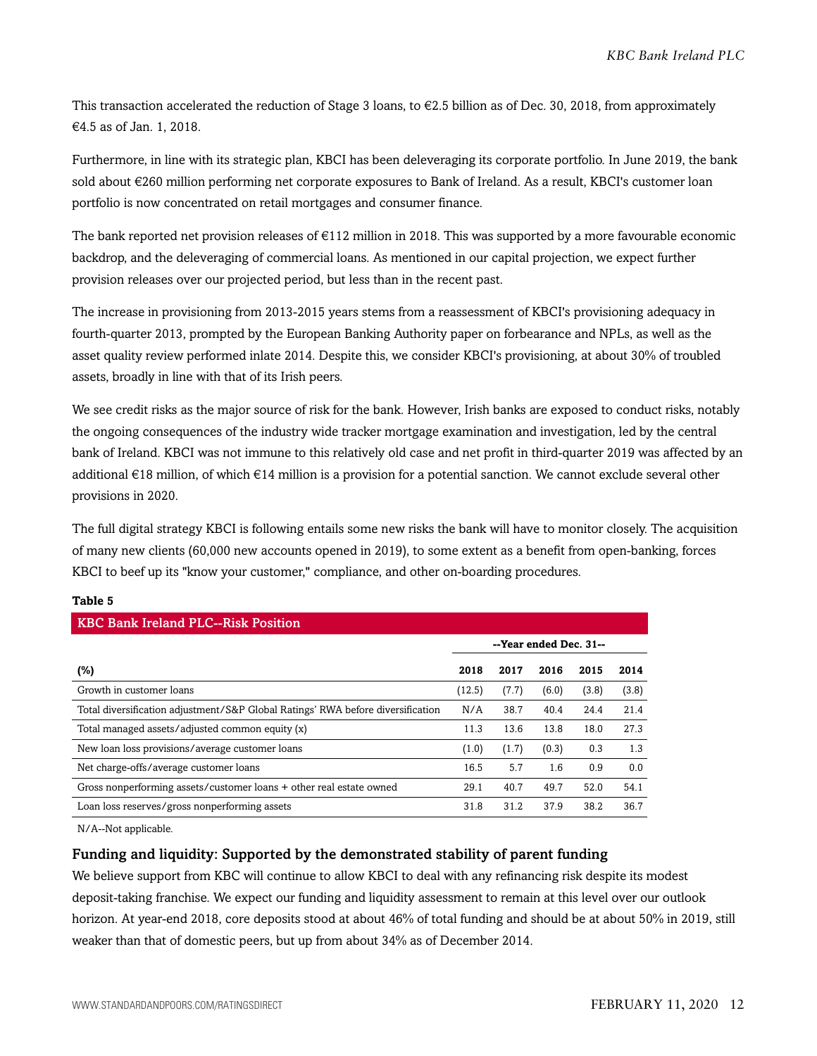This transaction accelerated the reduction of Stage 3 loans, to €2.5 billion as of Dec. 30, 2018, from approximately €4.5 as of Jan. 1, 2018.

Furthermore, in line with its strategic plan, KBCI has been deleveraging its corporate portfolio. In June 2019, the bank sold about €260 million performing net corporate exposures to Bank of Ireland. As a result, KBCI's customer loan portfolio is now concentrated on retail mortgages and consumer finance.

The bank reported net provision releases of €112 million in 2018. This was supported by a more favourable economic backdrop, and the deleveraging of commercial loans. As mentioned in our capital projection, we expect further provision releases over our projected period, but less than in the recent past.

The increase in provisioning from 2013-2015 years stems from a reassessment of KBCI's provisioning adequacy in fourth-quarter 2013, prompted by the European Banking Authority paper on forbearance and NPLs, as well as the asset quality review performed inlate 2014. Despite this, we consider KBCI's provisioning, at about 30% of troubled assets, broadly in line with that of its Irish peers.

We see credit risks as the major source of risk for the bank. However, Irish banks are exposed to conduct risks, notably the ongoing consequences of the industry wide tracker mortgage examination and investigation, led by the central bank of Ireland. KBCI was not immune to this relatively old case and net profit in third-quarter 2019 was affected by an additional €18 million, of which €14 million is a provision for a potential sanction. We cannot exclude several other provisions in 2020.

The full digital strategy KBCI is following entails some new risks the bank will have to monitor closely. The acquisition of many new clients (60,000 new accounts opened in 2019), to some extent as a benefit from open-banking, forces KBCI to beef up its "know your customer," compliance, and other on-boarding procedures.

**Table 5**

**KBC Bank Ireland PLC--Risk Position**

| | --Year ended Dec. 31-- | | | | |
|---|---|---|---|---|---|
| **(%)** | **2018** | **2017** | **2016** | **2015** | **2014** |
| Growth in customer loans | (12.5) | (7.7) | (6.0) | (3.8) | (3.8) |
| Total diversification adjustment/S&P Global Ratings' RWA before diversification | N/A | 38.7 | 40.4 | 24.4 | 21.4 |
| Total managed assets/adjusted common equity (x) | 11.3 | 13.6 | 13.8 | 18.0 | 27.3 |
| New loan loss provisions/average customer loans | (1.0) | (1.7) | (0.3) | 0.3 | 1.3 |
| Net charge-offs/average customer loans | 16.5 | 5.7 | 1.6 | 0.9 | 0.0 |
| Gross nonperforming assets/customer loans + other real estate owned | 29.1 | 40.7 | 49.7 | 52.0 | 54.1 |
| Loan loss reserves/gross nonperforming assets | 31.8 | 31.2 | 37.9 | 38.2 | 36.7 |

N/A--Not applicable.

### Funding and liquidity: Supported by the demonstrated stability of parent funding

We believe support from KBC will continue to allow KBCI to deal with any refinancing risk despite its modest deposit-taking franchise. We expect our funding and liquidity assessment to remain at this level over our outlook horizon. At year-end 2018, core deposits stood at about 46% of total funding and should be at about 50% in 2019, still weaker than that of domestic peers, but up from about 34% as of December 2014.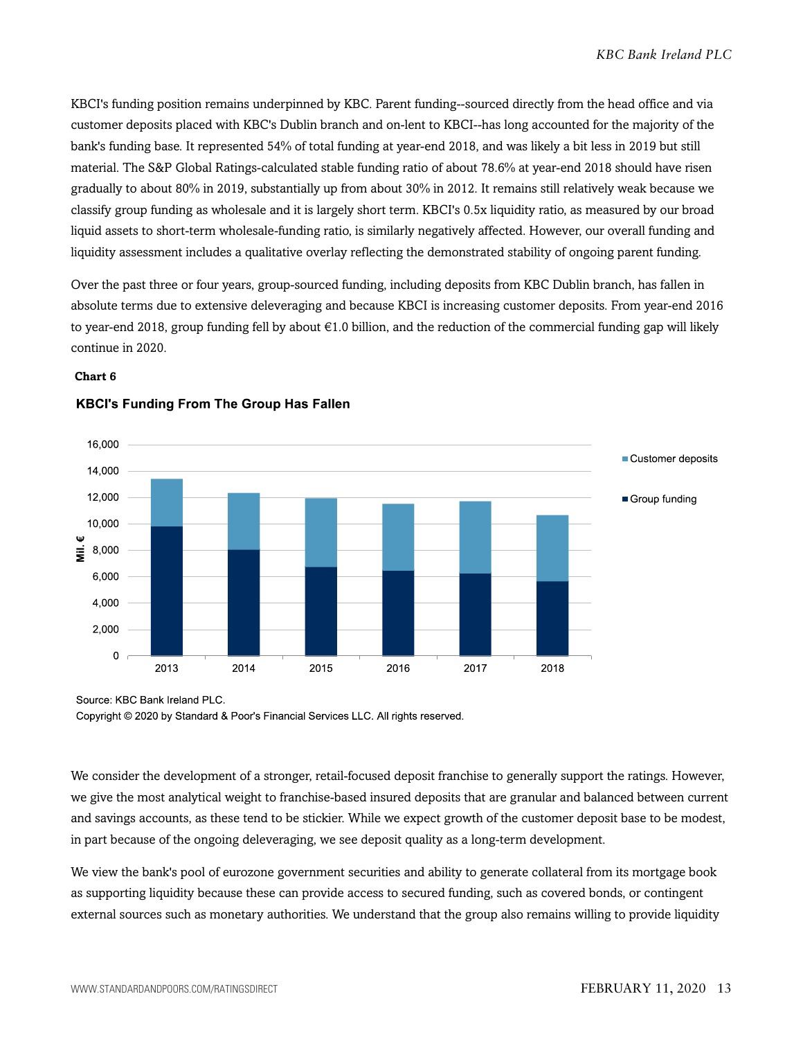KBCI's funding position remains underpinned by KBC. Parent funding--sourced directly from the head office and via customer deposits placed with KBC's Dublin branch and on-lent to KBCI--has long accounted for the majority of the bank's funding base. It represented 54% of total funding at year-end 2018, and was likely a bit less in 2019 but still material. The S&P Global Ratings-calculated stable funding ratio of about 78.6% at year-end 2018 should have risen gradually to about 80% in 2019, substantially up from about 30% in 2012. It remains still relatively weak because we classify group funding as wholesale and it is largely short term. KBCI's 0.5x liquidity ratio, as measured by our broad liquid assets to short-term wholesale-funding ratio, is similarly negatively affected. However, our overall funding and liquidity assessment includes a qualitative overlay reflecting the demonstrated stability of ongoing parent funding.

Over the past three or four years, group-sourced funding, including deposits from KBC Dublin branch, has fallen in absolute terms due to extensive deleveraging and because KBCI is increasing customer deposits. From year-end 2016 to year-end 2018, group funding fell by about €1.0 billion, and the reduction of the commercial funding gap will likely continue in 2020.

**Chart 6**

**KBCI's Funding From The Group Has Fallen**

Source: KBC Bank Ireland PLC.

Copyright © 2020 by Standard & Poor's Financial Services LLC. All rights reserved.

We consider the development of a stronger, retail-focused deposit franchise to generally support the ratings. However, we give the most analytical weight to franchise-based insured deposits that are granular and balanced between current and savings accounts, as these tend to be stickier. While we expect growth of the customer deposit base to be modest, in part because of the ongoing deleveraging, we see deposit quality as a long-term development.

We view the bank's pool of eurozone government securities and ability to generate collateral from its mortgage book as supporting liquidity because these can provide access to secured funding, such as covered bonds, or contingent external sources such as monetary authorities. We understand that the group also remains willing to provide liquidity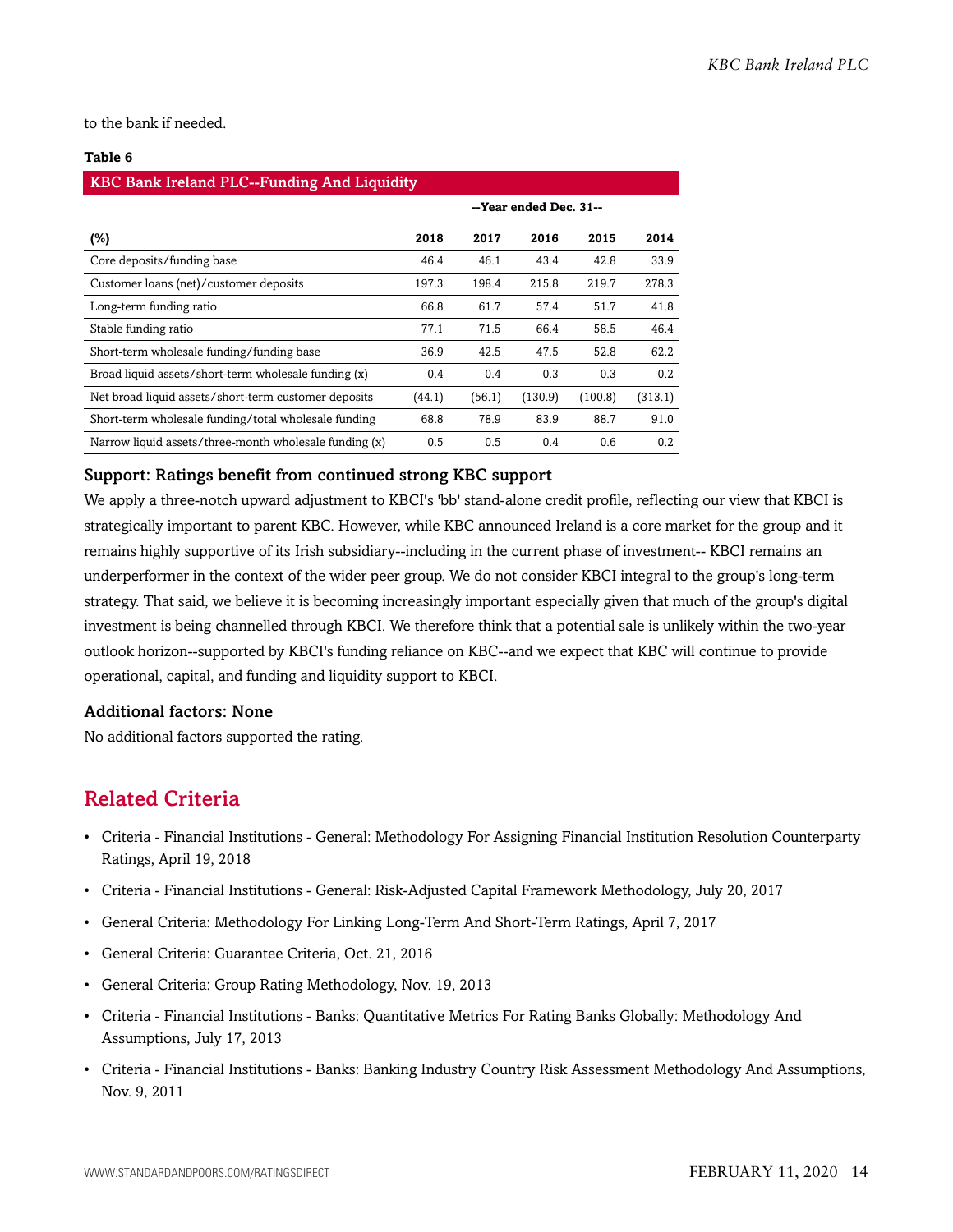to the bank if needed.

**Table 6**

KBC Bank Ireland PLC--Funding And Liquidity

| | --Year ended Dec. 31-- | | | | |
|---|---|---|---|---|---|
| **(%)** | **2018** | **2017** | **2016** | **2015** | **2014** |
| Core deposits/funding base | 46.4 | 46.1 | 43.4 | 42.8 | 33.9 |
| Customer loans (net)/customer deposits | 197.3 | 198.4 | 215.8 | 219.7 | 278.3 |
| Long-term funding ratio | 66.8 | 61.7 | 57.4 | 51.7 | 41.8 |
| Stable funding ratio | 77.1 | 71.5 | 66.4 | 58.5 | 46.4 |
| Short-term wholesale funding/funding base | 36.9 | 42.5 | 47.5 | 52.8 | 62.2 |
| Broad liquid assets/short-term wholesale funding (x) | 0.4 | 0.4 | 0.3 | 0.3 | 0.2 |
| Net broad liquid assets/short-term customer deposits | (44.1) | (56.1) | (130.9) | (100.8) | (313.1) |
| Short-term wholesale funding/total wholesale funding | 68.8 | 78.9 | 83.9 | 88.7 | 91.0 |
| Narrow liquid assets/three-month wholesale funding (x) | 0.5 | 0.5 | 0.4 | 0.6 | 0.2 |

### Support: Ratings benefit from continued strong KBC support

We apply a three-notch upward adjustment to KBCI's 'bb' stand-alone credit profile, reflecting our view that KBCI is strategically important to parent KBC. However, while KBC announced Ireland is a core market for the group and it remains highly supportive of its Irish subsidiary--including in the current phase of investment-- KBCI remains an underperformer in the context of the wider peer group. We do not consider KBCI integral to the group's long-term strategy. That said, we believe it is becoming increasingly important especially given that much of the group's digital investment is being channelled through KBCI. We therefore think that a potential sale is unlikely within the two-year outlook horizon--supported by KBCI's funding reliance on KBC--and we expect that KBC will continue to provide operational, capital, and funding and liquidity support to KBCI.

### Additional factors: None

No additional factors supported the rating.

## Related Criteria

- Criteria - Financial Institutions - General: Methodology For Assigning Financial Institution Resolution Counterparty Ratings, April 19, 2018
- Criteria - Financial Institutions - General: Risk-Adjusted Capital Framework Methodology, July 20, 2017
- General Criteria: Methodology For Linking Long-Term And Short-Term Ratings, April 7, 2017
- General Criteria: Guarantee Criteria, Oct. 21, 2016
- General Criteria: Group Rating Methodology, Nov. 19, 2013
- Criteria - Financial Institutions - Banks: Quantitative Metrics For Rating Banks Globally: Methodology And Assumptions, July 17, 2013
- Criteria - Financial Institutions - Banks: Banking Industry Country Risk Assessment Methodology And Assumptions, Nov. 9, 2011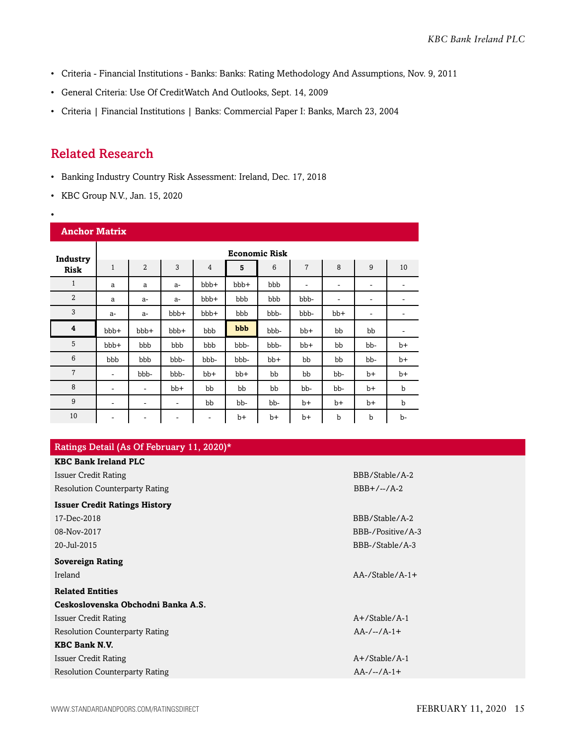- Criteria - Financial Institutions - Banks: Banks: Rating Methodology And Assumptions, Nov. 9, 2011
- General Criteria: Use Of CreditWatch And Outlooks, Sept. 14, 2009
- Criteria | Financial Institutions | Banks: Commercial Paper I: Banks, March 23, 2004

## Related Research

- Banking Industry Country Risk Assessment: Ireland, Dec. 17, 2018
- KBC Group N.V., Jan. 15, 2020
- 

**Anchor Matrix**

| Industry Risk | Economic Risk | | | | | | | | | |
|---|---|---|---|---|---|---|---|---|---|---|
| | 1 | 2 | 3 | 4 | **5** | 6 | 7 | 8 | 9 | 10 |
| 1 | a | a | a- | bbb+ | bbb+ | bbb | - | - | - | - |
| 2 | a | a- | a- | bbb+ | bbb | bbb | bbb- | - | - | - |
| 3 | a- | a- | bbb+ | bbb+ | bbb | bbb- | bbb- | bb+ | - | - |
| **4** | bbb+ | bbb+ | bbb+ | bbb | **bbb** | bbb- | bb+ | bb | bb | - |
| 5 | bbb+ | bbb | bbb | bbb | bbb- | bbb- | bb+ | bb | bb- | b+ |
| 6 | bbb | bbb | bbb- | bbb- | bbb- | bb+ | bb | bb | bb- | b+ |
| 7 | - | bbb- | bbb- | bb+ | bb+ | bb | bb | bb- | b+ | b+ |
| 8 | - | - | bb+ | bb | bb | bb | bb- | bb- | b+ | b |
| 9 | - | - | - | bb | bb- | bb- | b+ | b+ | b+ | b |
| 10 | - | - | - | - | b+ | b+ | b+ | b | b | b- |

| Ratings Detail (As Of February 11, 2020)* | |
|---|---|
| **KBC Bank Ireland PLC** | |
| Issuer Credit Rating | BBB/Stable/A-2 |
| Resolution Counterparty Rating | BBB+/--/A-2 |
| **Issuer Credit Ratings History** | |
| 17-Dec-2018 | BBB/Stable/A-2 |
| 08-Nov-2017 | BBB-/Positive/A-3 |
| 20-Jul-2015 | BBB-/Stable/A-3 |
| **Sovereign Rating** | |
| Ireland | AA-/Stable/A-1+ |
| **Related Entities** | |
| **Ceskoslovenska Obchodni Banka A.S.** | |
| Issuer Credit Rating | A+/Stable/A-1 |
| Resolution Counterparty Rating | AA-/--/A-1+ |
| **KBC Bank N.V.** | |
| Issuer Credit Rating | A+/Stable/A-1 |
| Resolution Counterparty Rating | AA-/--/A-1+ |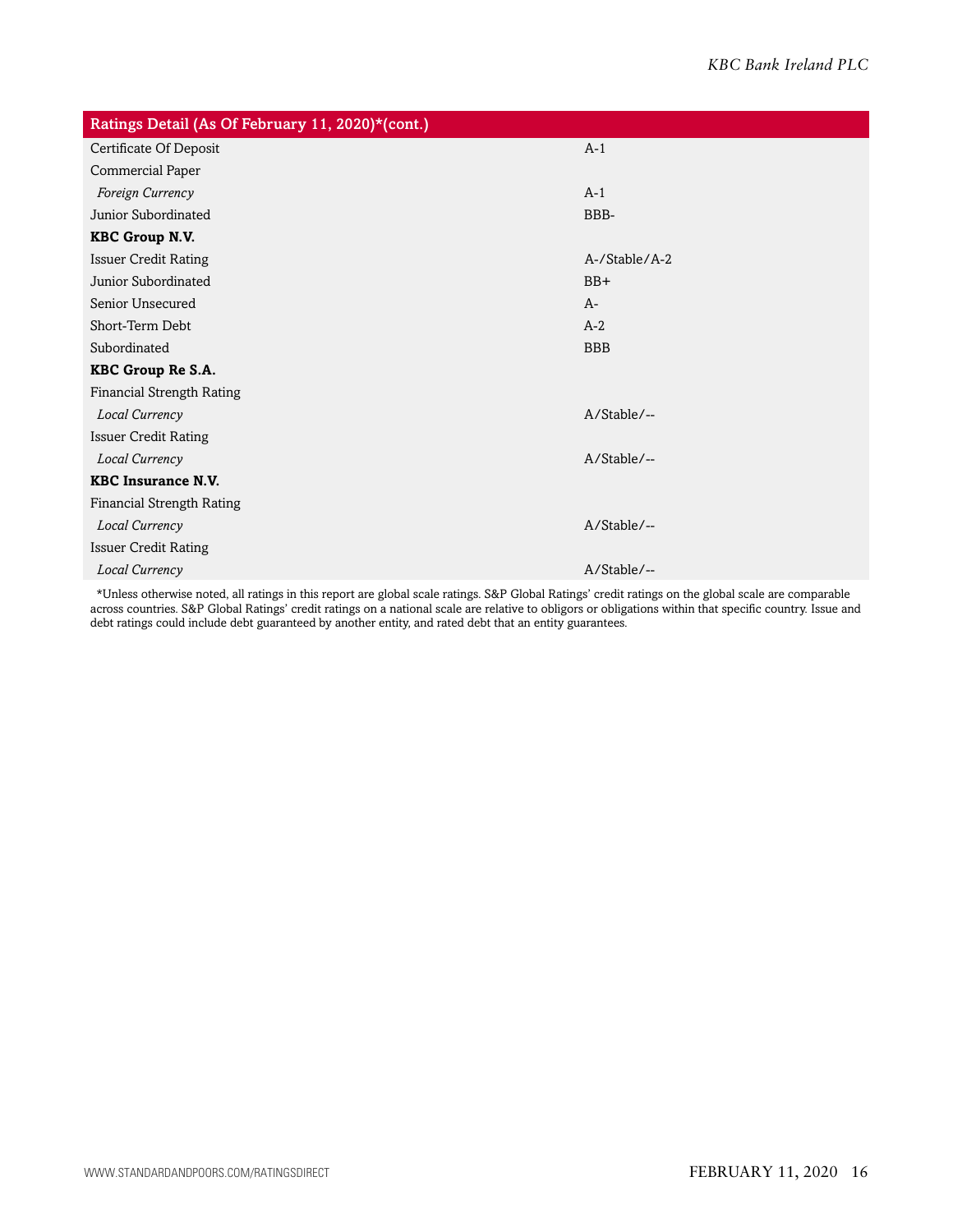| Ratings Detail (As Of February 11, 2020)*(cont.) | |
|---|---|
| Certificate Of Deposit | A-1 |
| Commercial Paper | |
| *Foreign Currency* | A-1 |
| Junior Subordinated | BBB- |
| **KBC Group N.V.** | |
| Issuer Credit Rating | A-/Stable/A-2 |
| Junior Subordinated | BB+ |
| Senior Unsecured | A- |
| Short-Term Debt | A-2 |
| Subordinated | BBB |
| **KBC Group Re S.A.** | |
| Financial Strength Rating | |
| *Local Currency* | A/Stable/-- |
| Issuer Credit Rating | |
| *Local Currency* | A/Stable/-- |
| **KBC Insurance N.V.** | |
| Financial Strength Rating | |
| *Local Currency* | A/Stable/-- |
| Issuer Credit Rating | |
| *Local Currency* | A/Stable/-- |

*Unless otherwise noted, all ratings in this report are global scale ratings. S&P Global Ratings' credit ratings on the global scale are comparable across countries. S&P Global Ratings' credit ratings on a national scale are relative to obligors or obligations within that specific country. Issue and debt ratings could include debt guaranteed by another entity, and rated debt that an entity guarantees.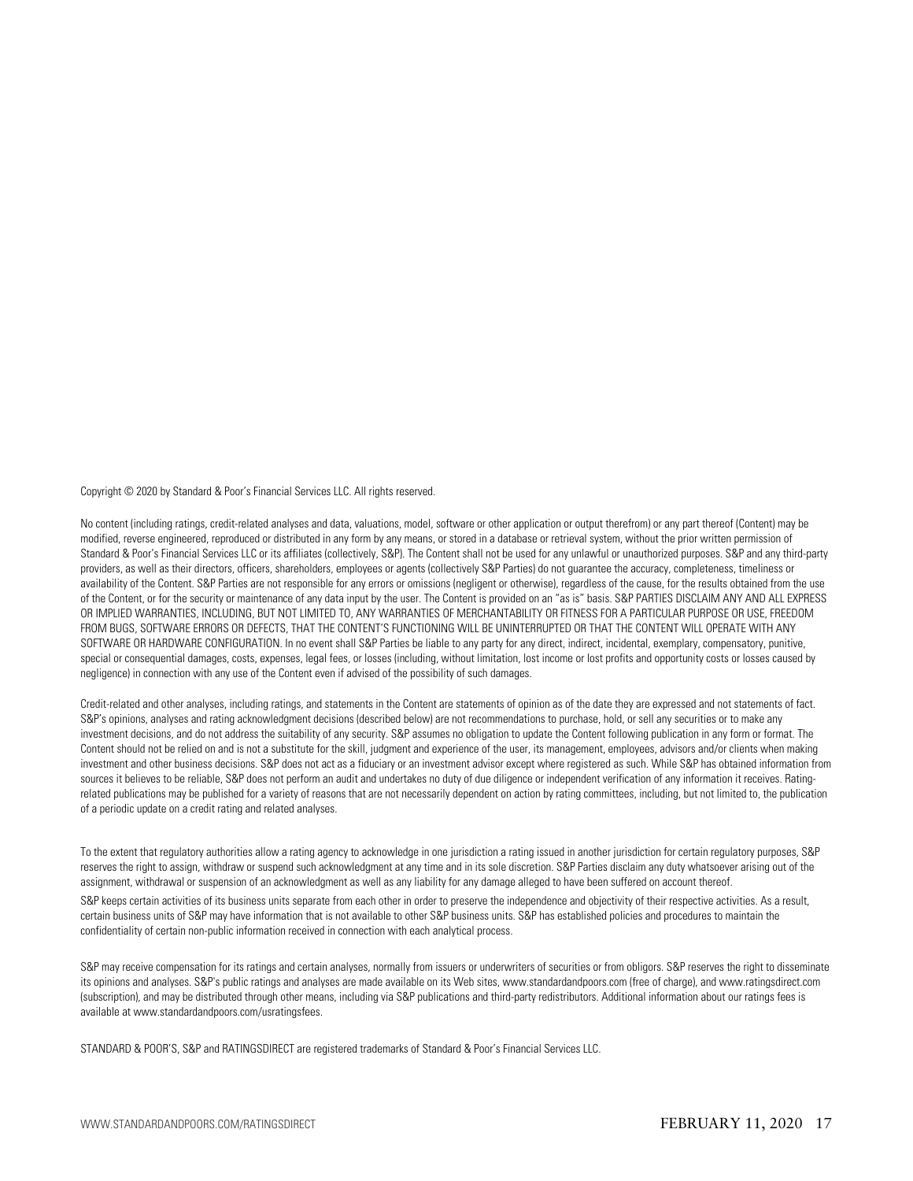Copyright © 2020 by Standard & Poor's Financial Services LLC. All rights reserved.

No content (including ratings, credit-related analyses and data, valuations, model, software or other application or output therefrom) or any part thereof (Content) may be modified, reverse engineered, reproduced or distributed in any form by any means, or stored in a database or retrieval system, without the prior written permission of Standard & Poor's Financial Services LLC or its affiliates (collectively, S&P). The Content shall not be used for any unlawful or unauthorized purposes. S&P and any third-party providers, as well as their directors, officers, shareholders, employees or agents (collectively S&P Parties) do not guarantee the accuracy, completeness, timeliness or availability of the Content. S&P Parties are not responsible for any errors or omissions (negligent or otherwise), regardless of the cause, for the results obtained from the use of the Content, or for the security or maintenance of any data input by the user. The Content is provided on an "as is" basis. S&P PARTIES DISCLAIM ANY AND ALL EXPRESS OR IMPLIED WARRANTIES, INCLUDING, BUT NOT LIMITED TO, ANY WARRANTIES OF MERCHANTABILITY OR FITNESS FOR A PARTICULAR PURPOSE OR USE, FREEDOM FROM BUGS, SOFTWARE ERRORS OR DEFECTS, THAT THE CONTENT'S FUNCTIONING WILL BE UNINTERRUPTED OR THAT THE CONTENT WILL OPERATE WITH ANY SOFTWARE OR HARDWARE CONFIGURATION. In no event shall S&P Parties be liable to any party for any direct, indirect, incidental, exemplary, compensatory, punitive, special or consequential damages, costs, expenses, legal fees, or losses (including, without limitation, lost income or lost profits and opportunity costs or losses caused by negligence) in connection with any use of the Content even if advised of the possibility of such damages.

Credit-related and other analyses, including ratings, and statements in the Content are statements of opinion as of the date they are expressed and not statements of fact. S&P's opinions, analyses and rating acknowledgment decisions (described below) are not recommendations to purchase, hold, or sell any securities or to make any investment decisions, and do not address the suitability of any security. S&P assumes no obligation to update the Content following publication in any form or format. The Content should not be relied on and is not a substitute for the skill, judgment and experience of the user, its management, employees, advisors and/or clients when making investment and other business decisions. S&P does not act as a fiduciary or an investment advisor except where registered as such. While S&P has obtained information from sources it believes to be reliable, S&P does not perform an audit and undertakes no duty of due diligence or independent verification of any information it receives. Rating-related publications may be published for a variety of reasons that are not necessarily dependent on action by rating committees, including, but not limited to, the publication of a periodic update on a credit rating and related analyses.

To the extent that regulatory authorities allow a rating agency to acknowledge in one jurisdiction a rating issued in another jurisdiction for certain regulatory purposes, S&P reserves the right to assign, withdraw or suspend such acknowledgment at any time and in its sole discretion. S&P Parties disclaim any duty whatsoever arising out of the assignment, withdrawal or suspension of an acknowledgment as well as any liability for any damage alleged to have been suffered on account thereof.

S&P keeps certain activities of its business units separate from each other in order to preserve the independence and objectivity of their respective activities. As a result, certain business units of S&P may have information that is not available to other S&P business units. S&P has established policies and procedures to maintain the confidentiality of certain non-public information received in connection with each analytical process.

S&P may receive compensation for its ratings and certain analyses, normally from issuers or underwriters of securities or from obligors. S&P reserves the right to disseminate its opinions and analyses. S&P's public ratings and analyses are made available on its Web sites, www.standardandpoors.com (free of charge), and www.ratingsdirect.com (subscription), and may be distributed through other means, including via S&P publications and third-party redistributors. Additional information about our ratings fees is available at www.standardandpoors.com/usratingsfees.

STANDARD & POOR'S, S&P and RATINGSDIRECT are registered trademarks of Standard & Poor's Financial Services LLC.